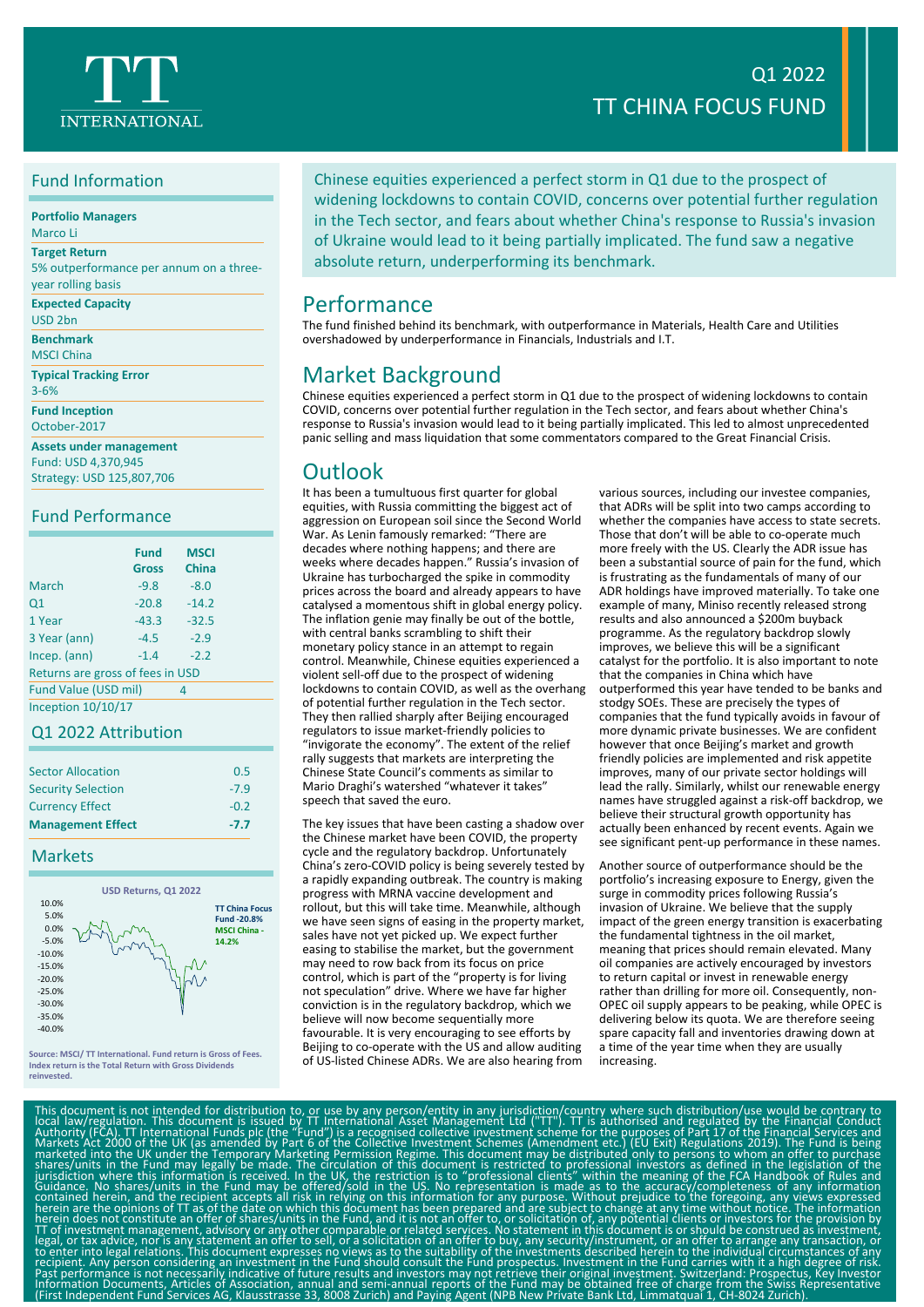# TT CHINA FOCUS FUND

Q1 2022

## Fund Information

**Portfolio Managers**
Marco Li

**Target Return**
5% outperformance per annum on a three-year rolling basis

**Expected Capacity**
USD 2bn

**Benchmark**
MSCI China

**Typical Tracking Error**
3-6%

**Fund Inception**
October-2017

**Assets under management**
Fund: USD 4,370,945
Strategy: USD 125,807,706

## Fund Performance

| | Fund Gross | MSCI China |
|---|---|---|
| March | -9.8 | -8.0 |
| Q1 | -20.8 | -14.2 |
| 1 Year | -43.3 | -32.5 |
| 3 Year (ann) | -4.5 | -2.9 |
| Incep. (ann) | -1.4 | -2.2 |

Returns are gross of fees in USD

Fund Value (USD mil) 4

Inception 10/10/17

## Q1 2022 Attribution

| | |
|---|---|
| Sector Allocation | 0.5 |
| Security Selection | -7.9 |
| Currency Effect | -0.2 |
| **Management Effect** | **-7.7** |

## Markets

USD Returns, Q1 2022

TT China Focus Fund -20.8%
MSCI China -14.2%

Source: MSCI/ TT International. Fund return is Gross of Fees. Index return is the Total Return with Gross Dividends reinvested.

---

Chinese equities experienced a perfect storm in Q1 due to the prospect of widening lockdowns to contain COVID, concerns over potential further regulation in the Tech sector, and fears about whether China's response to Russia's invasion of Ukraine would lead to it being partially implicated. The fund saw a negative absolute return, underperforming its benchmark.

## Performance

The fund finished behind its benchmark, with outperformance in Materials, Health Care and Utilities overshadowed by underperformance in Financials, Industrials and I.T.

## Market Background

Chinese equities experienced a perfect storm in Q1 due to the prospect of widening lockdowns to contain COVID, concerns over potential further regulation in the Tech sector, and fears about whether China's response to Russia's invasion would lead to it being partially implicated. This led to almost unprecedented panic selling and mass liquidation that some commentators compared to the Great Financial Crisis.

## Outlook

It has been a tumultuous first quarter for global equities, with Russia committing the biggest act of aggression on European soil since the Second World War. As Lenin famously remarked: "There are decades where nothing happens; and there are weeks where decades happen." Russia's invasion of Ukraine has turbocharged the spike in commodity prices across the board and already appears to have catalysed a momentous shift in global energy policy. The inflation genie may finally be out of the bottle, with central banks scrambling to shift their monetary policy stance in an attempt to regain control. Meanwhile, Chinese equities experienced a violent sell-off due to the prospect of widening lockdowns to contain COVID, as well as the overhang of potential further regulation in the Tech sector. They then rallied sharply after Beijing encouraged regulators to issue market-friendly policies to "invigorate the economy". The extent of the relief rally suggests that markets are interpreting the Chinese State Council's comments as similar to Mario Draghi's watershed "whatever it takes" speech that saved the euro.

The key issues that have been casting a shadow over the Chinese market have been COVID, the property cycle and the regulatory backdrop. Unfortunately China's zero-COVID policy is being severely tested by a rapidly expanding outbreak. The country is making progress with MRNA vaccine development and rollout, but this will take time. Meanwhile, although we have seen signs of easing in the property market, sales have not yet picked up. We expect further easing to stabilise the market, but the government may need to row back from its focus on price control, which is part of the "property is for living not speculation" drive. Where we have far higher conviction is in the regulatory backdrop, which we believe will now become sequentially more favourable. It is very encouraging to see efforts by Beijing to co-operate with the US and allow auditing of US-listed Chinese ADRs. We are also hearing from various sources, including our investee companies, that ADRs will be split into two camps according to whether the companies have access to state secrets. Those that don't will be able to co-operate much more freely with the US. Clearly the ADR issue has been a substantial source of pain for the fund, which is frustrating as the fundamentals of many of our ADR holdings have improved materially. To take one example of many, Miniso recently released strong results and also announced a $200m buyback programme. As the regulatory backdrop slowly improves, we believe this will be a significant catalyst for the portfolio. It is also important to note that the companies in China which have outperformed this year have tended to be banks and stodgy SOEs. These are precisely the types of companies that the fund typically avoids in favour of more dynamic private businesses. We are confident however that once Beijing's market and growth friendly policies are implemented and risk appetite improves, many of our private sector holdings will lead the rally. Similarly, whilst our renewable energy names have struggled against a risk-off backdrop, we believe their structural growth opportunity has actually been enhanced by recent events. Again we see significant pent-up performance in these names.

Another source of outperformance should be the portfolio's increasing exposure to Energy, given the surge in commodity prices following Russia's invasion of Ukraine. We believe that the supply impact of the green energy transition is exacerbating the fundamental tightness in the oil market, meaning that prices should remain elevated. Many oil companies are actively encouraged by investors to return capital or invest in renewable energy rather than drilling for more oil. Consequently, non-OPEC oil supply appears to be peaking, while OPEC is delivering below its quota. We are therefore seeing spare capacity fall and inventories drawing down at a time of the year time when they are usually increasing.

---

This document is not intended for distribution to, or use by any person/entity in any jurisdiction/country where such distribution/use would be contrary to local law/regulation. This document is issued by TT International Asset Management Ltd ("TT"). TT is authorised and regulated by the Financial Conduct Authority (FCA). TT International Funds plc (the "Fund") is a recognised collective investment scheme for the purposes of Part 17 of the Financial Services and Markets Act 2000 of the UK (as amended by Part 6 of the Collective Investment Schemes (Amendment etc.) (EU Exit) Regulations 2019). The Fund is being marketed into the UK under the Temporary Marketing Permission Regime. This document may be distributed only to persons to whom an offer to purchase shares/units in the Fund may legally be made. The circulation of this document is restricted to professional investors as defined in the legislation of the jurisdiction where this information is received. In the UK, the restriction is to "professional clients" within the meaning of the FCA Handbook of Rules and Guidance. No shares/units in the Fund may be offered/sold in the US. No representation is made as to the accuracy/completeness of any information contained herein, and the recipient accepts all risk in relying on this information for any purpose. Without prejudice to the foregoing, any views expressed herein are the opinions of TT as of the date on which this document has been prepared and are subject to change at any time without notice. The information herein does not constitute an offer of shares/units in the Fund, and it is not an offer to, or solicitation of, any potential clients or investors for the provision by TT of investment management, advisory or any other comparable or related services. No statement in this document is or should be construed as investment, legal, or tax advice, nor is any statement an offer to sell, or a solicitation of an offer to buy, any security/instrument, or an offer to arrange any transaction, or to enter into legal relations. This document expresses no views as to the suitability of the investments described herein to the individual circumstances of any recipient. Any person considering an investment in the Fund should consult the Fund prospectus. Investment in the Fund carries with it a high degree of risk. Past performance is not necessarily indicative of future results and investors may not retrieve their original investment. Switzerland: Prospectus, Key Investor Information Documents, Articles of Association, annual and semi-annual reports of the Fund may be obtained free of charge from the Swiss Representative (First Independent Fund Services AG, Klausstrasse 33, 8008 Zurich) and Paying Agent (NPB New Private Bank Ltd, Limmatquai 1, CH-8024 Zurich).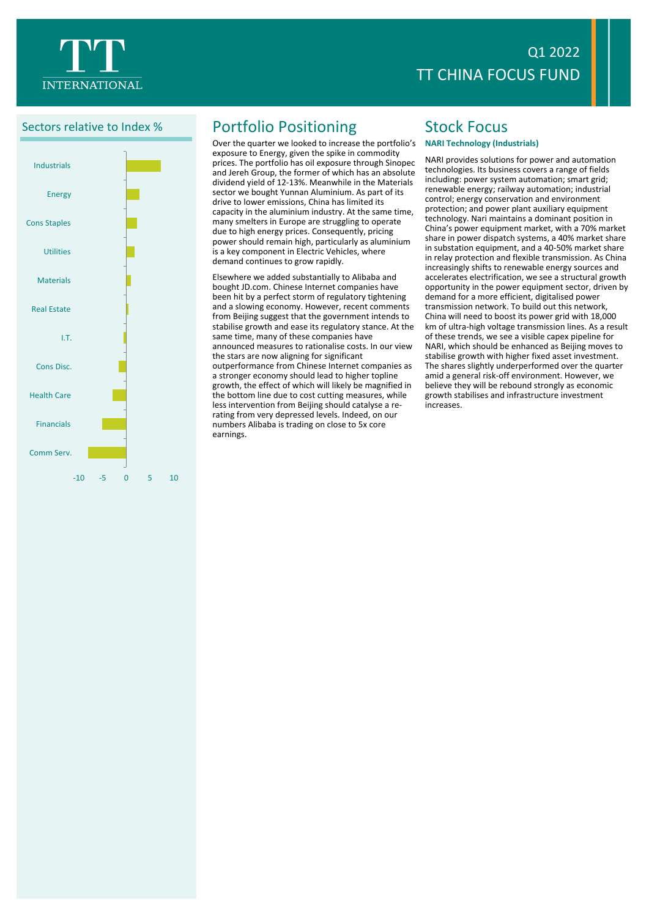Q1 2022

TT CHINA FOCUS FUND

## Sectors relative to Index %

| Sector | Relative to Index % (approx.) |
|---|---|
| Industrials | 7.5 |
| Energy | 3 |
| Cons Staples | 2.5 |
| Utilities | 2 |
| Materials | 1 |
| Real Estate | 0.5 |
| I.T. | -0.5 |
| Cons Disc. | -1.5 |
| Health Care | -3 |
| Financials | -5 |
| Comm Serv. | -8 |

## Portfolio Positioning

Over the quarter we looked to increase the portfolio's exposure to Energy, given the spike in commodity prices. The portfolio has oil exposure through Sinopec and Jereh Group, the former of which has an absolute dividend yield of 12-13%. Meanwhile in the Materials sector we bought Yunnan Aluminium. As part of its drive to lower emissions, China has limited its capacity in the aluminium industry. At the same time, many smelters in Europe are struggling to operate due to high energy prices. Consequently, pricing power should remain high, particularly as aluminium is a key component in Electric Vehicles, where demand continues to grow rapidly.

Elsewhere we added substantially to Alibaba and bought JD.com. Chinese Internet companies have been hit by a perfect storm of regulatory tightening and a slowing economy. However, recent comments from Beijing suggest that the government intends to stabilise growth and ease its regulatory stance. At the same time, many of these companies have announced measures to rationalise costs. In our view the stars are now aligning for significant outperformance from Chinese Internet companies as a stronger economy should lead to higher topline growth, the effect of which will likely be magnified in the bottom line due to cost cutting measures, while less intervention from Beijing should catalyse a re-rating from very depressed levels. Indeed, on our numbers Alibaba is trading on close to 5x core earnings.

## Stock Focus

**NARI Technology (Industrials)**

NARI provides solutions for power and automation technologies. Its business covers a range of fields including: power system automation; smart grid; renewable energy; railway automation; industrial control; energy conservation and environment protection; and power plant auxiliary equipment technology. Nari maintains a dominant position in China's power equipment market, with a 70% market share in power dispatch systems, a 40% market share in substation equipment, and a 40-50% market share in relay protection and flexible transmission. As China increasingly shifts to renewable energy sources and accelerates electrification, we see a structural growth opportunity in the power equipment sector, driven by demand for a more efficient, digitalised power transmission network. To build out this network, China will need to boost its power grid with 18,000 km of ultra-high voltage transmission lines. As a result of these trends, we see a visible capex pipeline for NARI, which should be enhanced as Beijing moves to stabilise growth with higher fixed asset investment. The shares slightly underperformed over the quarter amid a general risk-off environment. However, we believe they will be rebound strongly as economic growth stabilises and infrastructure investment increases.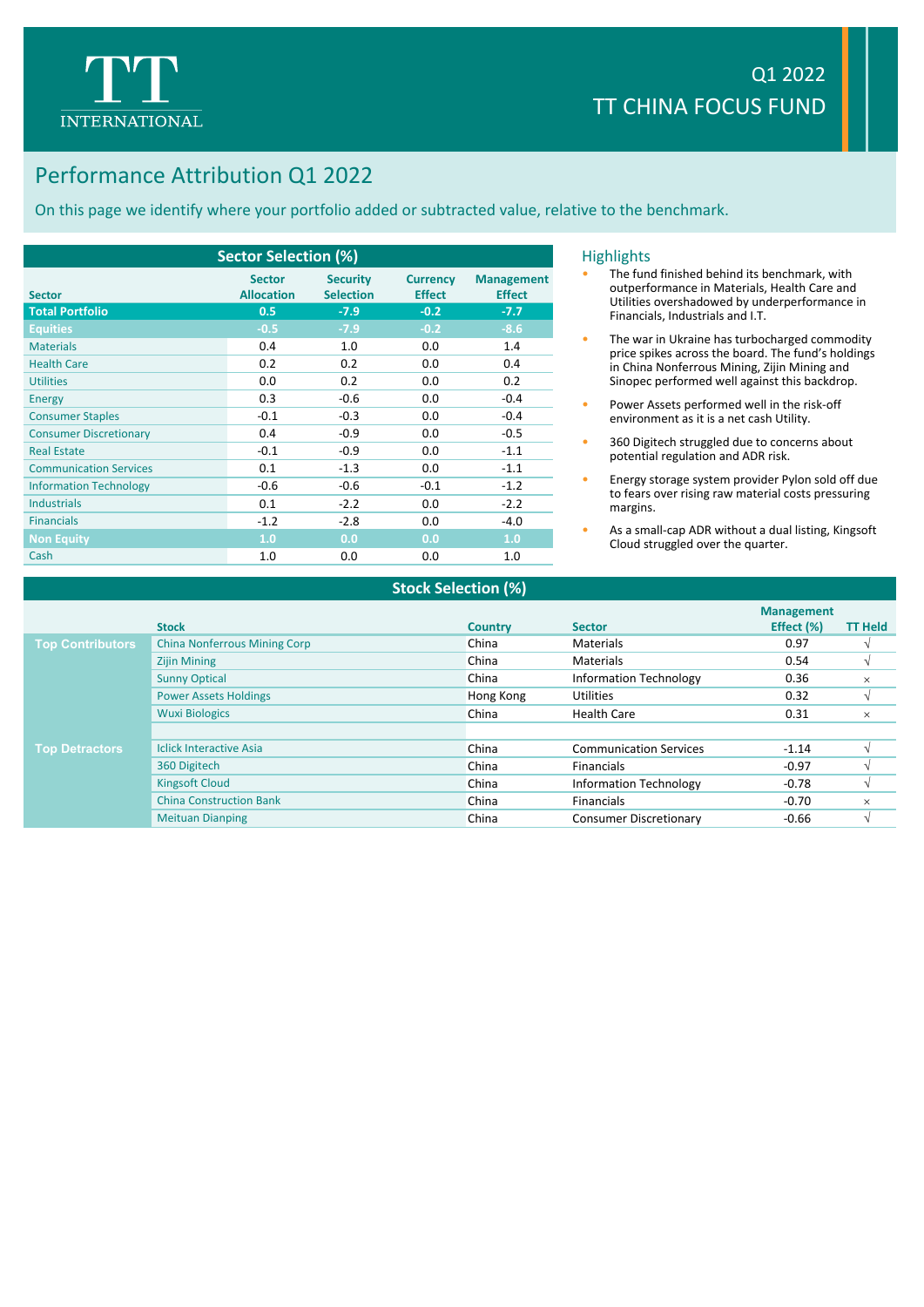Q1 2022
TT CHINA FOCUS FUND

# Performance Attribution Q1 2022

On this page we identify where your portfolio added or subtracted value, relative to the benchmark.

**Sector Selection (%)**

| Sector | Sector Allocation | Security Selection | Currency Effect | Management Effect |
|---|---|---|---|---|
| **Total Portfolio** | **0.5** | **-7.9** | **-0.2** | **-7.7** |
| **Equities** | **-0.5** | **-7.9** | **-0.2** | **-8.6** |
| Materials | 0.4 | 1.0 | 0.0 | 1.4 |
| Health Care | 0.2 | 0.2 | 0.0 | 0.4 |
| Utilities | 0.0 | 0.2 | 0.0 | 0.2 |
| Energy | 0.3 | -0.6 | 0.0 | -0.4 |
| Consumer Staples | -0.1 | -0.3 | 0.0 | -0.4 |
| Consumer Discretionary | 0.4 | -0.9 | 0.0 | -0.5 |
| Real Estate | -0.1 | -0.9 | 0.0 | -1.1 |
| Communication Services | 0.1 | -1.3 | 0.0 | -1.1 |
| Information Technology | -0.6 | -0.6 | -0.1 | -1.2 |
| Industrials | 0.1 | -2.2 | 0.0 | -2.2 |
| Financials | -1.2 | -2.8 | 0.0 | -4.0 |
| **Non Equity** | **1.0** | **0.0** | **0.0** | **1.0** |
| Cash | 1.0 | 0.0 | 0.0 | 1.0 |

## Highlights

- The fund finished behind its benchmark, with outperformance in Materials, Health Care and Utilities overshadowed by underperformance in Financials, Industrials and I.T.
- The war in Ukraine has turbocharged commodity price spikes across the board. The fund's holdings in China Nonferrous Mining, Zijin Mining and Sinopec performed well against this backdrop.
- Power Assets performed well in the risk-off environment as it is a net cash Utility.
- 360 Digitech struggled due to concerns about potential regulation and ADR risk.
- Energy storage system provider Pylon sold off due to fears over rising raw material costs pressuring margins.
- As a small-cap ADR without a dual listing, Kingsoft Cloud struggled over the quarter.

**Stock Selection (%)**

| | Stock | Country | Sector | Management Effect (%) | TT Held |
|---|---|---|---|---|---|
| **Top Contributors** | China Nonferrous Mining Corp | China | Materials | 0.97 | √ |
| | Zijin Mining | China | Materials | 0.54 | √ |
| | Sunny Optical | China | Information Technology | 0.36 | × |
| | Power Assets Holdings | Hong Kong | Utilities | 0.32 | √ |
| | Wuxi Biologics | China | Health Care | 0.31 | × |
| **Top Detractors** | Iclick Interactive Asia | China | Communication Services | -1.14 | √ |
| | 360 Digitech | China | Financials | -0.97 | √ |
| | Kingsoft Cloud | China | Information Technology | -0.78 | √ |
| | China Construction Bank | China | Financials | -0.70 | × |
| | Meituan Dianping | China | Consumer Discretionary | -0.66 | √ |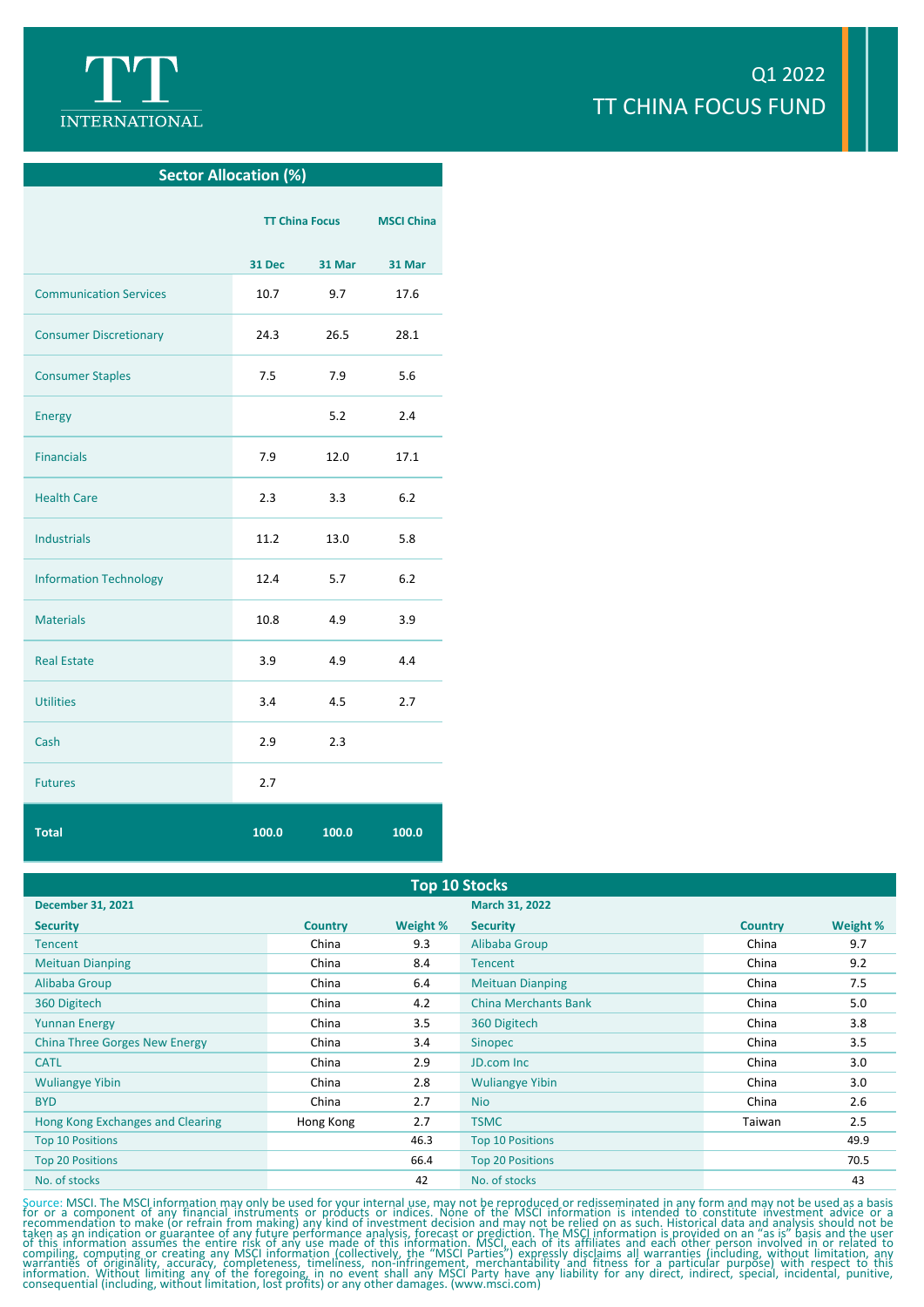Q1 2022

# TT CHINA FOCUS FUND

## Sector Allocation (%)

| | TT China Focus | | MSCI China |
|---|---|---|---|
| | 31 Dec | 31 Mar | 31 Mar |
| Communication Services | 10.7 | 9.7 | 17.6 |
| Consumer Discretionary | 24.3 | 26.5 | 28.1 |
| Consumer Staples | 7.5 | 7.9 | 5.6 |
| Energy | | 5.2 | 2.4 |
| Financials | 7.9 | 12.0 | 17.1 |
| Health Care | 2.3 | 3.3 | 6.2 |
| Industrials | 11.2 | 13.0 | 5.8 |
| Information Technology | 12.4 | 5.7 | 6.2 |
| Materials | 10.8 | 4.9 | 3.9 |
| Real Estate | 3.9 | 4.9 | 4.4 |
| Utilities | 3.4 | 4.5 | 2.7 |
| Cash | 2.9 | 2.3 | |
| Futures | 2.7 | | |
| **Total** | **100.0** | **100.0** | **100.0** |

## Top 10 Stocks

| December 31, 2021 | | | March 31, 2022 | | |
|---|---|---|---|---|---|
| **Security** | **Country** | **Weight %** | **Security** | **Country** | **Weight %** |
| Tencent | China | 9.3 | Alibaba Group | China | 9.7 |
| Meituan Dianping | China | 8.4 | Tencent | China | 9.2 |
| Alibaba Group | China | 6.4 | Meituan Dianping | China | 7.5 |
| 360 Digitech | China | 4.2 | China Merchants Bank | China | 5.0 |
| Yunnan Energy | China | 3.5 | 360 Digitech | China | 3.8 |
| China Three Gorges New Energy | China | 3.4 | Sinopec | China | 3.5 |
| CATL | China | 2.9 | JD.com Inc | China | 3.0 |
| Wuliangye Yibin | China | 2.8 | Wuliangye Yibin | China | 3.0 |
| BYD | China | 2.7 | Nio | China | 2.6 |
| Hong Kong Exchanges and Clearing | Hong Kong | 2.7 | TSMC | Taiwan | 2.5 |
| Top 10 Positions | | 46.3 | Top 10 Positions | | 49.9 |
| Top 20 Positions | | 66.4 | Top 20 Positions | | 70.5 |
| No. of stocks | | 42 | No. of stocks | | 43 |

Source: MSCI. The MSCI information may only be used for your internal use, may not be reproduced or redisseminated in any form and may not be used as a basis for or a component of any financial instruments or products or indices. None of the MSCI information is intended to constitute investment advice or a recommendation to make (or refrain from making) any kind of investment decision and may not be relied on as such. Historical data and analysis should not be taken as an indication or guarantee of any future performance analysis, forecast or prediction. The MSCI information is provided on an "as is" basis and the user of this information assumes the entire risk of any use made of this information. MSCI, each of its affiliates and each other person involved in or related to compiling, computing or creating any MSCI information (collectively, the "MSCI Parties") expressly disclaims all warranties (including, without limitation, any warranties of originality, accuracy, completeness, timeliness, non-infringement, merchantability and fitness for a particular purpose) with respect to this information. Without limiting any of the foregoing, in no event shall any MSCI Party have any liability for any direct, indirect, special, incidental, punitive, consequential (including, without limitation, lost profits) or any other damages. (www.msci.com)